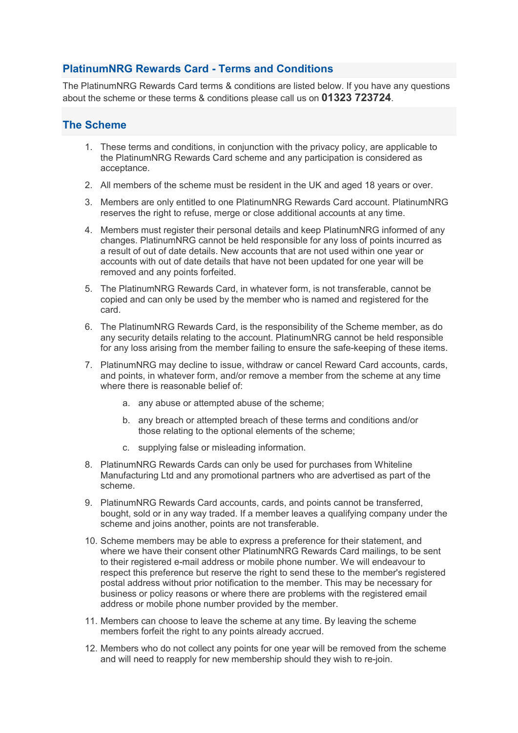## PlatinumNRG Rewards Card - Terms and Conditions

The PlatinumNRG Rewards Card terms & conditions are listed below. If you have any questions about the scheme or these terms & conditions please call us on **01323 723724**.

## The Scheme

1. These terms and conditions, in conjunction with the privacy policy, are applicable to the PlatinumNRG Rewards Card scheme and any participation is considered as acceptance.
2. All members of the scheme must be resident in the UK and aged 18 years or over.
3. Members are only entitled to one PlatinumNRG Rewards Card account. PlatinumNRG reserves the right to refuse, merge or close additional accounts at any time.
4. Members must register their personal details and keep PlatinumNRG informed of any changes. PlatinumNRG cannot be held responsible for any loss of points incurred as a result of out of date details. New accounts that are not used within one year or accounts with out of date details that have not been updated for one year will be removed and any points forfeited.
5. The PlatinumNRG Rewards Card, in whatever form, is not transferable, cannot be copied and can only be used by the member who is named and registered for the card.
6. The PlatinumNRG Rewards Card, is the responsibility of the Scheme member, as do any security details relating to the account. PlatinumNRG cannot be held responsible for any loss arising from the member failing to ensure the safe-keeping of these items.
7. PlatinumNRG may decline to issue, withdraw or cancel Reward Card accounts, cards, and points, in whatever form, and/or remove a member from the scheme at any time where there is reasonable belief of:
    a. any abuse or attempted abuse of the scheme;
    b. any breach or attempted breach of these terms and conditions and/or those relating to the optional elements of the scheme;
    c. supplying false or misleading information.
8. PlatinumNRG Rewards Cards can only be used for purchases from Whiteline Manufacturing Ltd and any promotional partners who are advertised as part of the scheme.
9. PlatinumNRG Rewards Card accounts, cards, and points cannot be transferred, bought, sold or in any way traded. If a member leaves a qualifying company under the scheme and joins another, points are not transferable.
10. Scheme members may be able to express a preference for their statement, and where we have their consent other PlatinumNRG Rewards Card mailings, to be sent to their registered e-mail address or mobile phone number. We will endeavour to respect this preference but reserve the right to send these to the member's registered postal address without prior notification to the member. This may be necessary for business or policy reasons or where there are problems with the registered email address or mobile phone number provided by the member.
11. Members can choose to leave the scheme at any time. By leaving the scheme members forfeit the right to any points already accrued.
12. Members who do not collect any points for one year will be removed from the scheme and will need to reapply for new membership should they wish to re-join.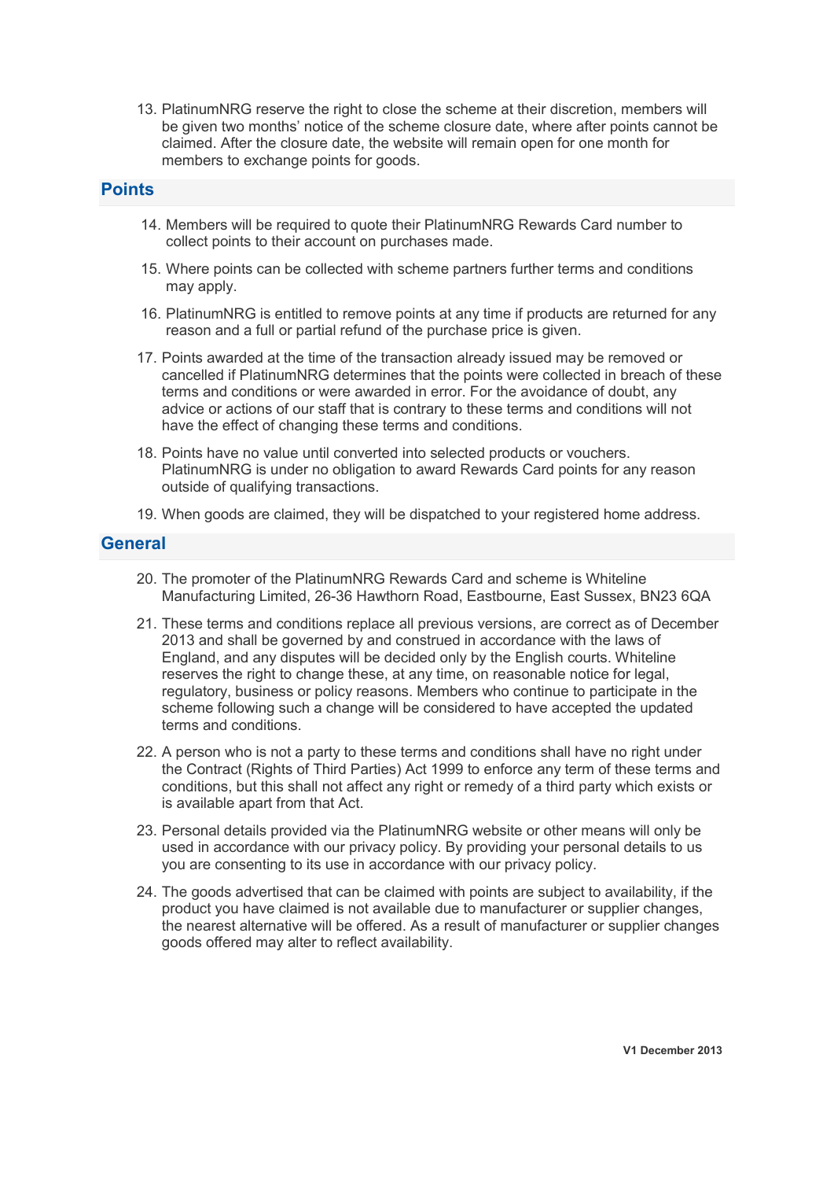13. PlatinumNRG reserve the right to close the scheme at their discretion, members will be given two months' notice of the scheme closure date, where after points cannot be claimed. After the closure date, the website will remain open for one month for members to exchange points for goods.

## Points

14. Members will be required to quote their PlatinumNRG Rewards Card number to collect points to their account on purchases made.
15. Where points can be collected with scheme partners further terms and conditions may apply.
16. PlatinumNRG is entitled to remove points at any time if products are returned for any reason and a full or partial refund of the purchase price is given.
17. Points awarded at the time of the transaction already issued may be removed or cancelled if PlatinumNRG determines that the points were collected in breach of these terms and conditions or were awarded in error. For the avoidance of doubt, any advice or actions of our staff that is contrary to these terms and conditions will not have the effect of changing these terms and conditions.
18. Points have no value until converted into selected products or vouchers. PlatinumNRG is under no obligation to award Rewards Card points for any reason outside of qualifying transactions.
19. When goods are claimed, they will be dispatched to your registered home address.

## General

20. The promoter of the PlatinumNRG Rewards Card and scheme is Whiteline Manufacturing Limited, 26-36 Hawthorn Road, Eastbourne, East Sussex, BN23 6QA
21. These terms and conditions replace all previous versions, are correct as of December 2013 and shall be governed by and construed in accordance with the laws of England, and any disputes will be decided only by the English courts. Whiteline reserves the right to change these, at any time, on reasonable notice for legal, regulatory, business or policy reasons. Members who continue to participate in the scheme following such a change will be considered to have accepted the updated terms and conditions.
22. A person who is not a party to these terms and conditions shall have no right under the Contract (Rights of Third Parties) Act 1999 to enforce any term of these terms and conditions, but this shall not affect any right or remedy of a third party which exists or is available apart from that Act.
23. Personal details provided via the PlatinumNRG website or other means will only be used in accordance with our privacy policy. By providing your personal details to us you are consenting to its use in accordance with our privacy policy.
24. The goods advertised that can be claimed with points are subject to availability, if the product you have claimed is not available due to manufacturer or supplier changes, the nearest alternative will be offered. As a result of manufacturer or supplier changes goods offered may alter to reflect availability.

**V1 December 2013**